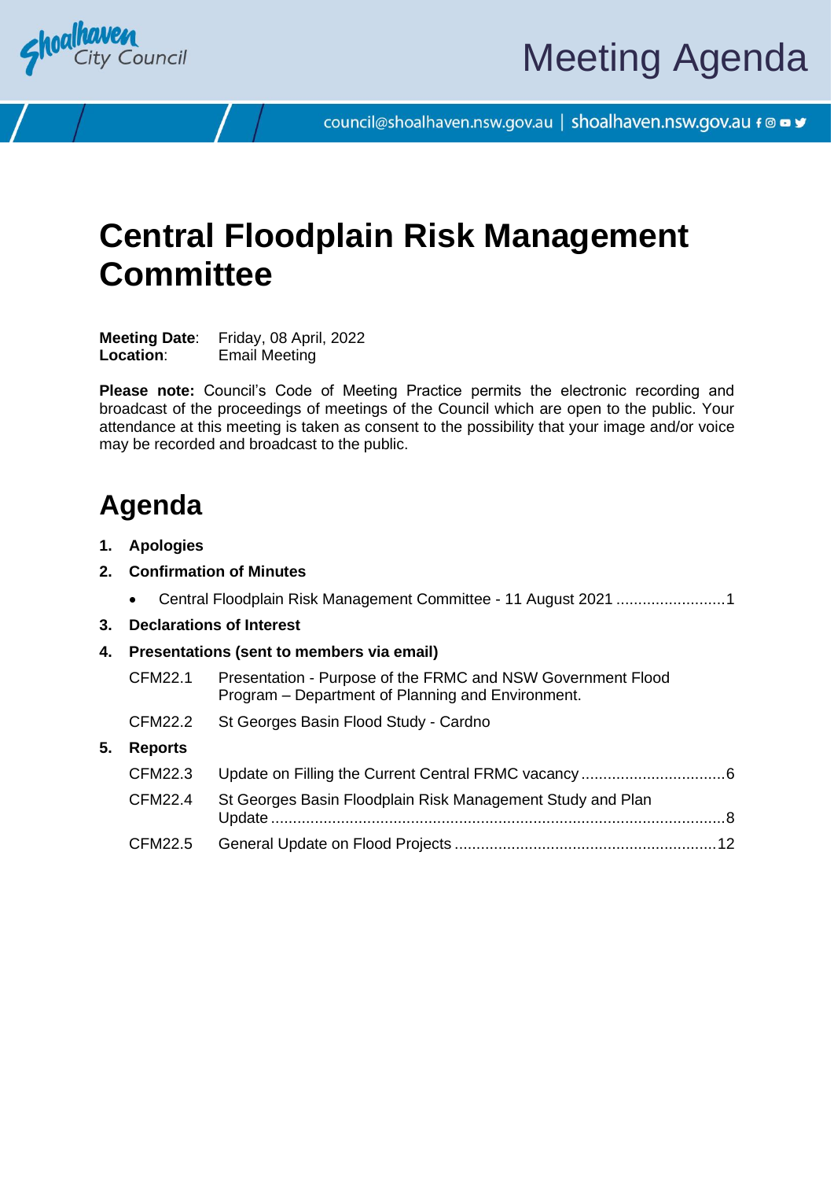# Meeting Agenda

council@shoalhaven.nsw.gov.au | shoalhaven.nsw.gov.au

# Central Floodplain Risk Management Committee

**Meeting Date**: Friday, 08 April, 2022
**Location**: Email Meeting

**Please note:** Council's Code of Meeting Practice permits the electronic recording and broadcast of the proceedings of meetings of the Council which are open to the public. Your attendance at this meeting is taken as consent to the possibility that your image and/or voice may be recorded and broadcast to the public.

## Agenda

1. **Apologies**
2. **Confirmation of Minutes**
   - Central Floodplain Risk Management Committee - 11 August 2021 ......................... 1
3. **Declarations of Interest**
4. **Presentations (sent to members via email)**

   CFM22.1 Presentation - Purpose of the FRMC and NSW Government Flood Program – Department of Planning and Environment.

   CFM22.2 St Georges Basin Flood Study - Cardno

5. **Reports**

   CFM22.3 Update on Filling the Current Central FRMC vacancy ................................. 6

   CFM22.4 St Georges Basin Floodplain Risk Management Study and Plan Update ........................................................................................................ 8

   CFM22.5 General Update on Flood Projects ............................................................ 12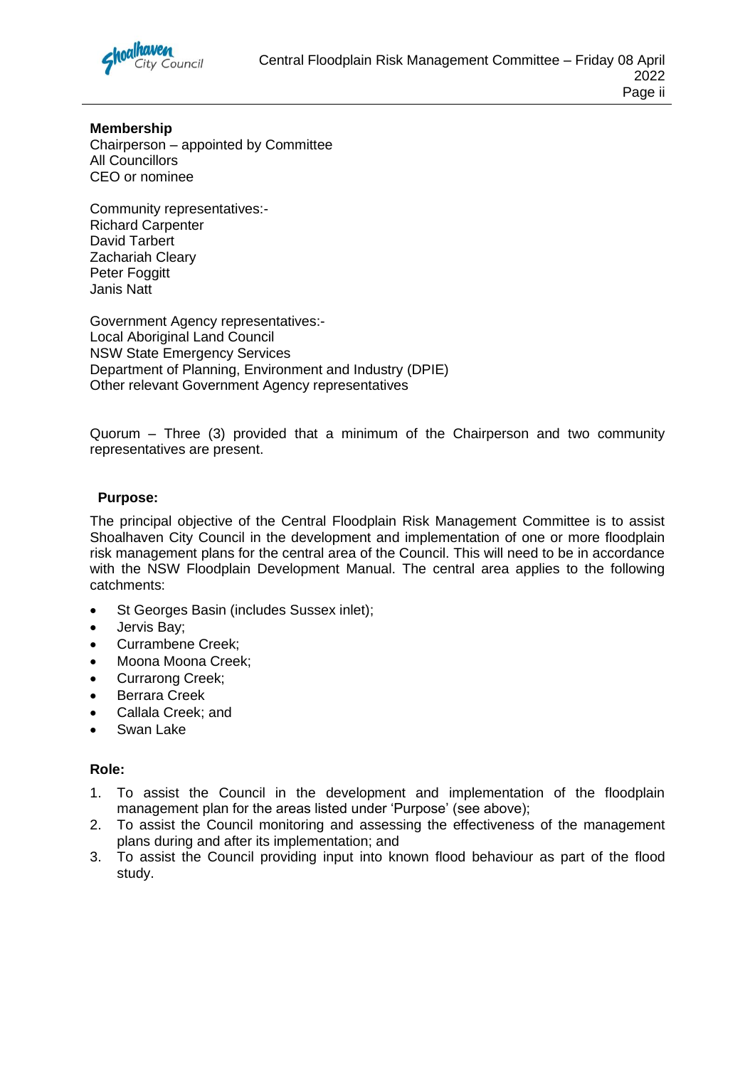**Membership**
Chairperson – appointed by Committee
All Councillors
CEO or nominee

Community representatives:-
Richard Carpenter
David Tarbert
Zachariah Cleary
Peter Foggitt
Janis Natt

Government Agency representatives:-
Local Aboriginal Land Council
NSW State Emergency Services
Department of Planning, Environment and Industry (DPIE)
Other relevant Government Agency representatives

Quorum – Three (3) provided that a minimum of the Chairperson and two community representatives are present.

**Purpose:**

The principal objective of the Central Floodplain Risk Management Committee is to assist Shoalhaven City Council in the development and implementation of one or more floodplain risk management plans for the central area of the Council. This will need to be in accordance with the NSW Floodplain Development Manual. The central area applies to the following catchments:

- St Georges Basin (includes Sussex inlet);
- Jervis Bay;
- Currambene Creek;
- Moona Moona Creek;
- Currarong Creek;
- Berrara Creek
- Callala Creek; and
- Swan Lake

**Role:**

1. To assist the Council in the development and implementation of the floodplain management plan for the areas listed under 'Purpose' (see above);
2. To assist the Council monitoring and assessing the effectiveness of the management plans during and after its implementation; and
3. To assist the Council providing input into known flood behaviour as part of the flood study.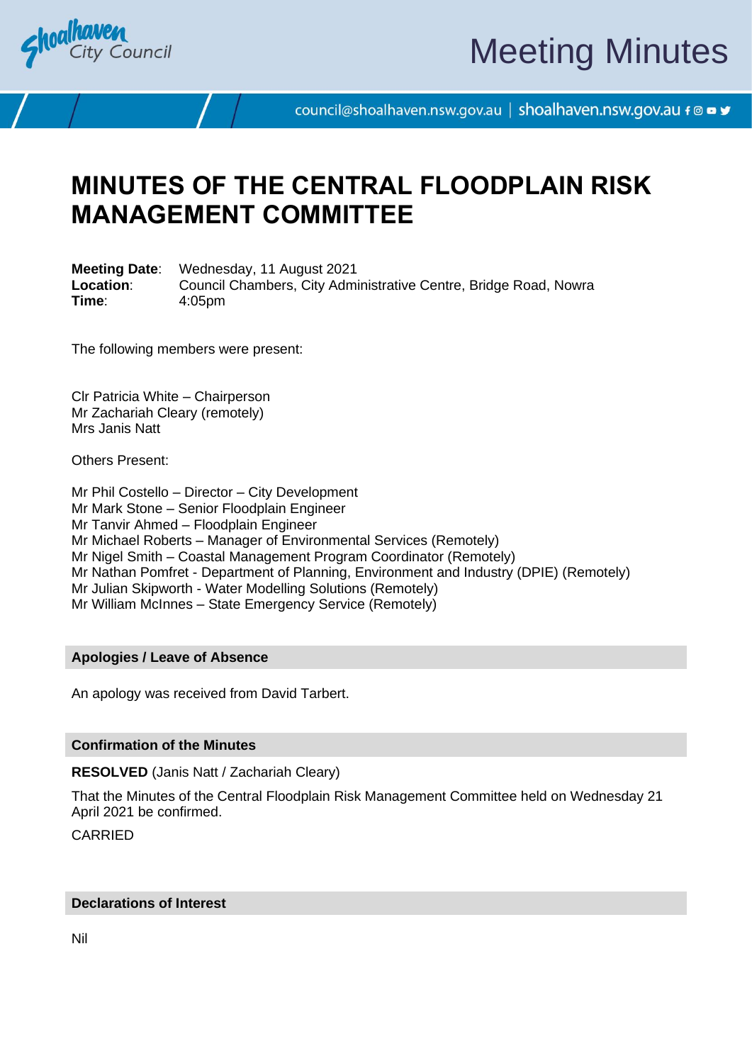# MINUTES OF THE CENTRAL FLOODPLAIN RISK MANAGEMENT COMMITTEE

**Meeting Date**: Wednesday, 11 August 2021
**Location**: Council Chambers, City Administrative Centre, Bridge Road, Nowra
**Time**: 4:05pm

The following members were present:

Clr Patricia White – Chairperson
Mr Zachariah Cleary (remotely)
Mrs Janis Natt

Others Present:

Mr Phil Costello – Director – City Development
Mr Mark Stone – Senior Floodplain Engineer
Mr Tanvir Ahmed – Floodplain Engineer
Mr Michael Roberts – Manager of Environmental Services (Remotely)
Mr Nigel Smith – Coastal Management Program Coordinator (Remotely)
Mr Nathan Pomfret - Department of Planning, Environment and Industry (DPIE) (Remotely)
Mr Julian Skipworth - Water Modelling Solutions (Remotely)
Mr William McInnes – State Emergency Service (Remotely)

## Apologies / Leave of Absence

An apology was received from David Tarbert.

## Confirmation of the Minutes

**RESOLVED** (Janis Natt / Zachariah Cleary)

That the Minutes of the Central Floodplain Risk Management Committee held on Wednesday 21 April 2021 be confirmed.

CARRIED

## Declarations of Interest

Nil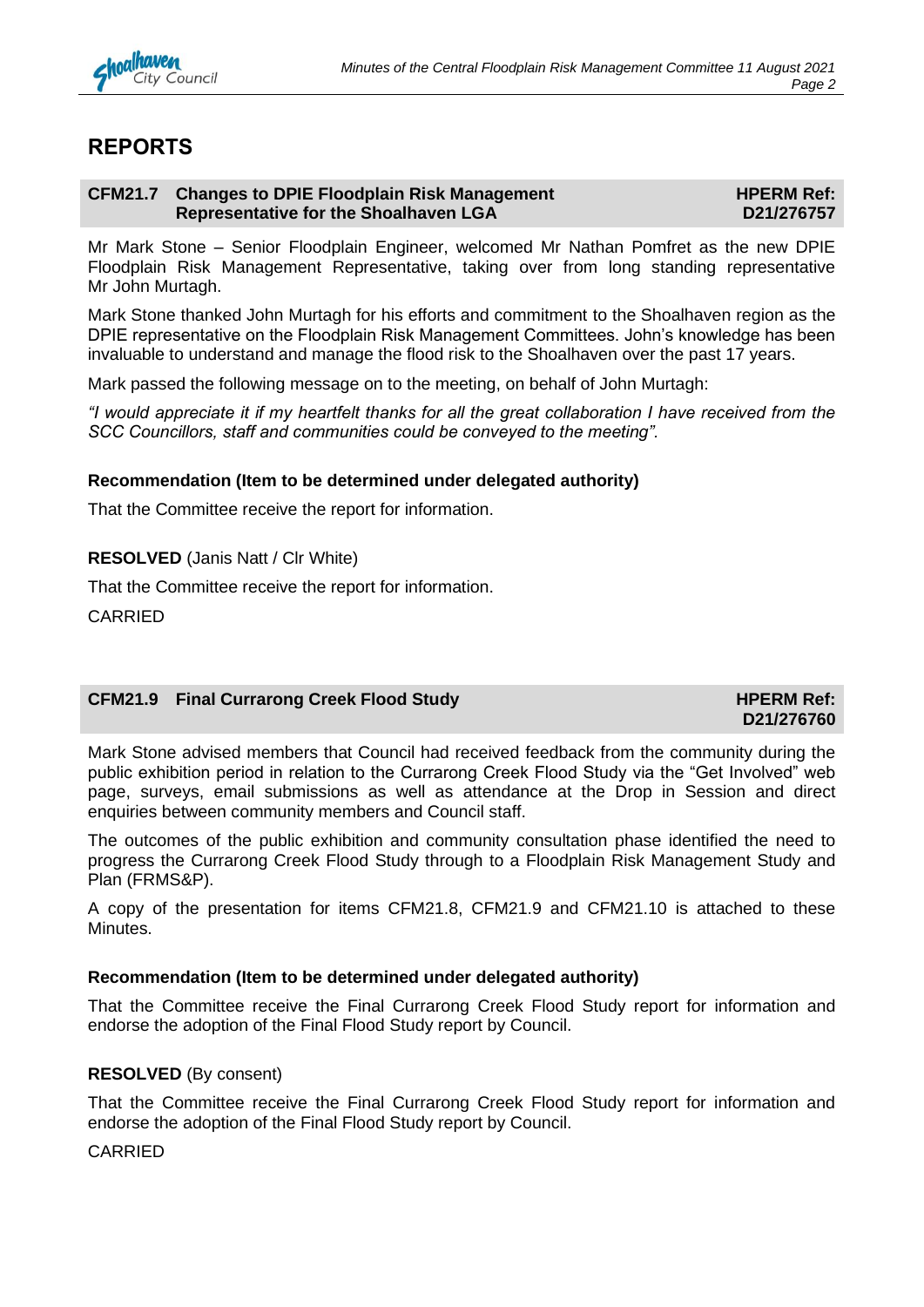# REPORTS

## CFM21.7 Changes to DPIE Floodplain Risk Management Representative for the Shoalhaven LGA

**HPERM Ref: D21/276757**

Mr Mark Stone – Senior Floodplain Engineer, welcomed Mr Nathan Pomfret as the new DPIE Floodplain Risk Management Representative, taking over from long standing representative Mr John Murtagh.

Mark Stone thanked John Murtagh for his efforts and commitment to the Shoalhaven region as the DPIE representative on the Floodplain Risk Management Committees. John's knowledge has been invaluable to understand and manage the flood risk to the Shoalhaven over the past 17 years.

Mark passed the following message on to the meeting, on behalf of John Murtagh:

*"I would appreciate it if my heartfelt thanks for all the great collaboration I have received from the SCC Councillors, staff and communities could be conveyed to the meeting".*

**Recommendation (Item to be determined under delegated authority)**

That the Committee receive the report for information.

**RESOLVED** (Janis Natt / Clr White)

That the Committee receive the report for information.

CARRIED

## CFM21.9 Final Currarong Creek Flood Study

**HPERM Ref: D21/276760**

Mark Stone advised members that Council had received feedback from the community during the public exhibition period in relation to the Currarong Creek Flood Study via the "Get Involved" web page, surveys, email submissions as well as attendance at the Drop in Session and direct enquiries between community members and Council staff.

The outcomes of the public exhibition and community consultation phase identified the need to progress the Currarong Creek Flood Study through to a Floodplain Risk Management Study and Plan (FRMS&P).

A copy of the presentation for items CFM21.8, CFM21.9 and CFM21.10 is attached to these Minutes.

**Recommendation (Item to be determined under delegated authority)**

That the Committee receive the Final Currarong Creek Flood Study report for information and endorse the adoption of the Final Flood Study report by Council.

**RESOLVED** (By consent)

That the Committee receive the Final Currarong Creek Flood Study report for information and endorse the adoption of the Final Flood Study report by Council.

CARRIED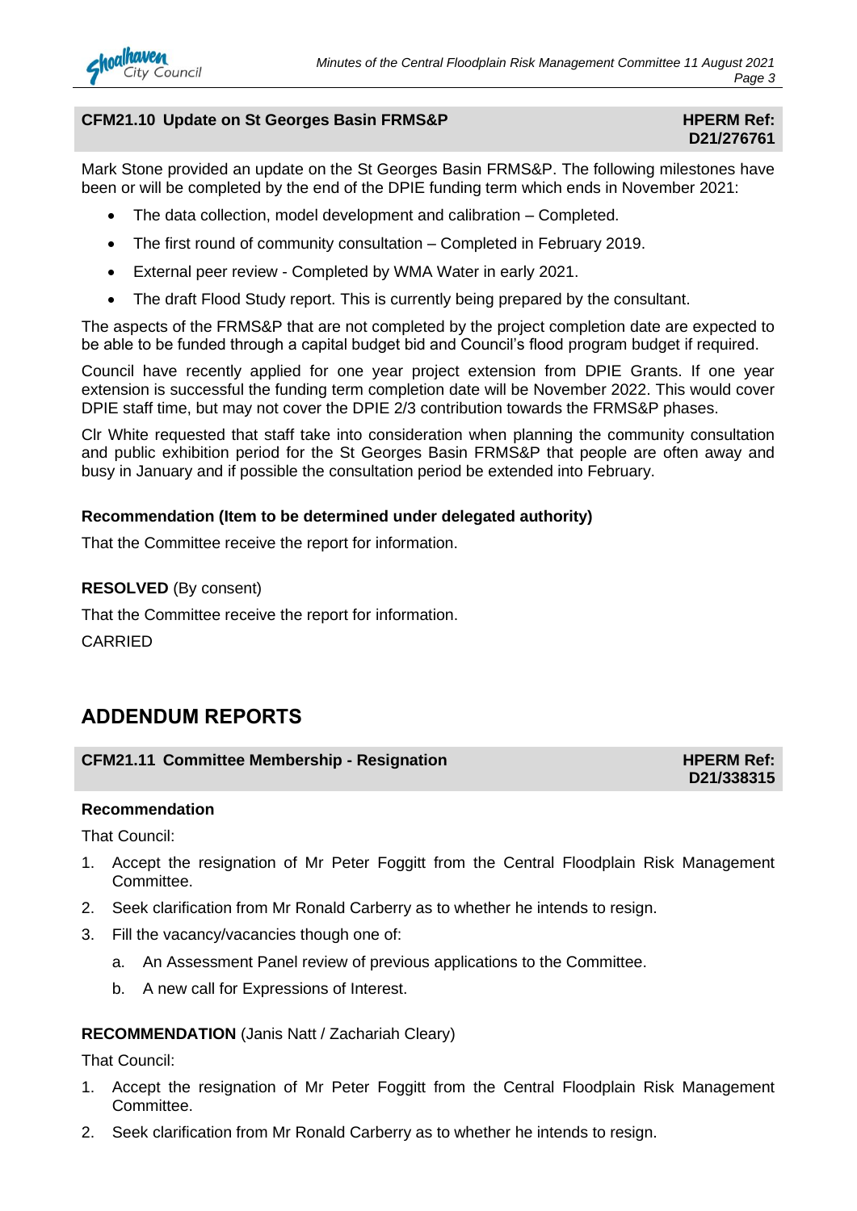### CFM21.10 Update on St Georges Basin FRMS&P

**HPERM Ref: D21/276761**

Mark Stone provided an update on the St Georges Basin FRMS&P. The following milestones have been or will be completed by the end of the DPIE funding term which ends in November 2021:

- The data collection, model development and calibration – Completed.
- The first round of community consultation – Completed in February 2019.
- External peer review - Completed by WMA Water in early 2021.
- The draft Flood Study report. This is currently being prepared by the consultant.

The aspects of the FRMS&P that are not completed by the project completion date are expected to be able to be funded through a capital budget bid and Council's flood program budget if required.

Council have recently applied for one year project extension from DPIE Grants. If one year extension is successful the funding term completion date will be November 2022. This would cover DPIE staff time, but may not cover the DPIE 2/3 contribution towards the FRMS&P phases.

Clr White requested that staff take into consideration when planning the community consultation and public exhibition period for the St Georges Basin FRMS&P that people are often away and busy in January and if possible the consultation period be extended into February.

**Recommendation (Item to be determined under delegated authority)**

That the Committee receive the report for information.

**RESOLVED** (By consent)

That the Committee receive the report for information.

CARRIED

## ADDENDUM REPORTS

### CFM21.11 Committee Membership - Resignation

**HPERM Ref: D21/338315**

**Recommendation**

That Council:

1. Accept the resignation of Mr Peter Foggitt from the Central Floodplain Risk Management Committee.
2. Seek clarification from Mr Ronald Carberry as to whether he intends to resign.
3. Fill the vacancy/vacancies though one of:
   a. An Assessment Panel review of previous applications to the Committee.
   b. A new call for Expressions of Interest.

**RECOMMENDATION** (Janis Natt / Zachariah Cleary)

That Council:

1. Accept the resignation of Mr Peter Foggitt from the Central Floodplain Risk Management Committee.
2. Seek clarification from Mr Ronald Carberry as to whether he intends to resign.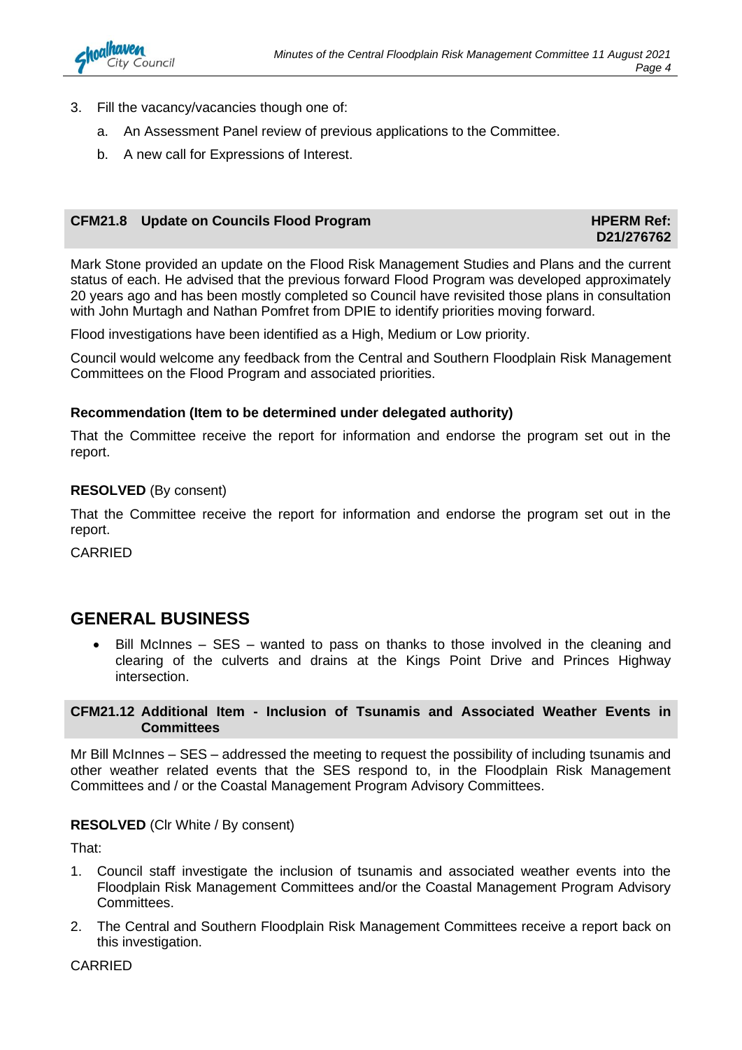3. Fill the vacancy/vacancies though one of:
   a. An Assessment Panel review of previous applications to the Committee.
   b. A new call for Expressions of Interest.

### CFM21.8 Update on Councils Flood Program — HPERM Ref: D21/276762

Mark Stone provided an update on the Flood Risk Management Studies and Plans and the current status of each. He advised that the previous forward Flood Program was developed approximately 20 years ago and has been mostly completed so Council have revisited those plans in consultation with John Murtagh and Nathan Pomfret from DPIE to identify priorities moving forward.

Flood investigations have been identified as a High, Medium or Low priority.

Council would welcome any feedback from the Central and Southern Floodplain Risk Management Committees on the Flood Program and associated priorities.

**Recommendation (Item to be determined under delegated authority)**

That the Committee receive the report for information and endorse the program set out in the report.

**RESOLVED** (By consent)

That the Committee receive the report for information and endorse the program set out in the report.

CARRIED

## GENERAL BUSINESS

- Bill McInnes – SES – wanted to pass on thanks to those involved in the cleaning and clearing of the culverts and drains at the Kings Point Drive and Princes Highway intersection.

### CFM21.12 Additional Item - Inclusion of Tsunamis and Associated Weather Events in Committees

Mr Bill McInnes – SES – addressed the meeting to request the possibility of including tsunamis and other weather related events that the SES respond to, in the Floodplain Risk Management Committees and / or the Coastal Management Program Advisory Committees.

**RESOLVED** (Clr White / By consent)

That:

1. Council staff investigate the inclusion of tsunamis and associated weather events into the Floodplain Risk Management Committees and/or the Coastal Management Program Advisory Committees.
2. The Central and Southern Floodplain Risk Management Committees receive a report back on this investigation.

CARRIED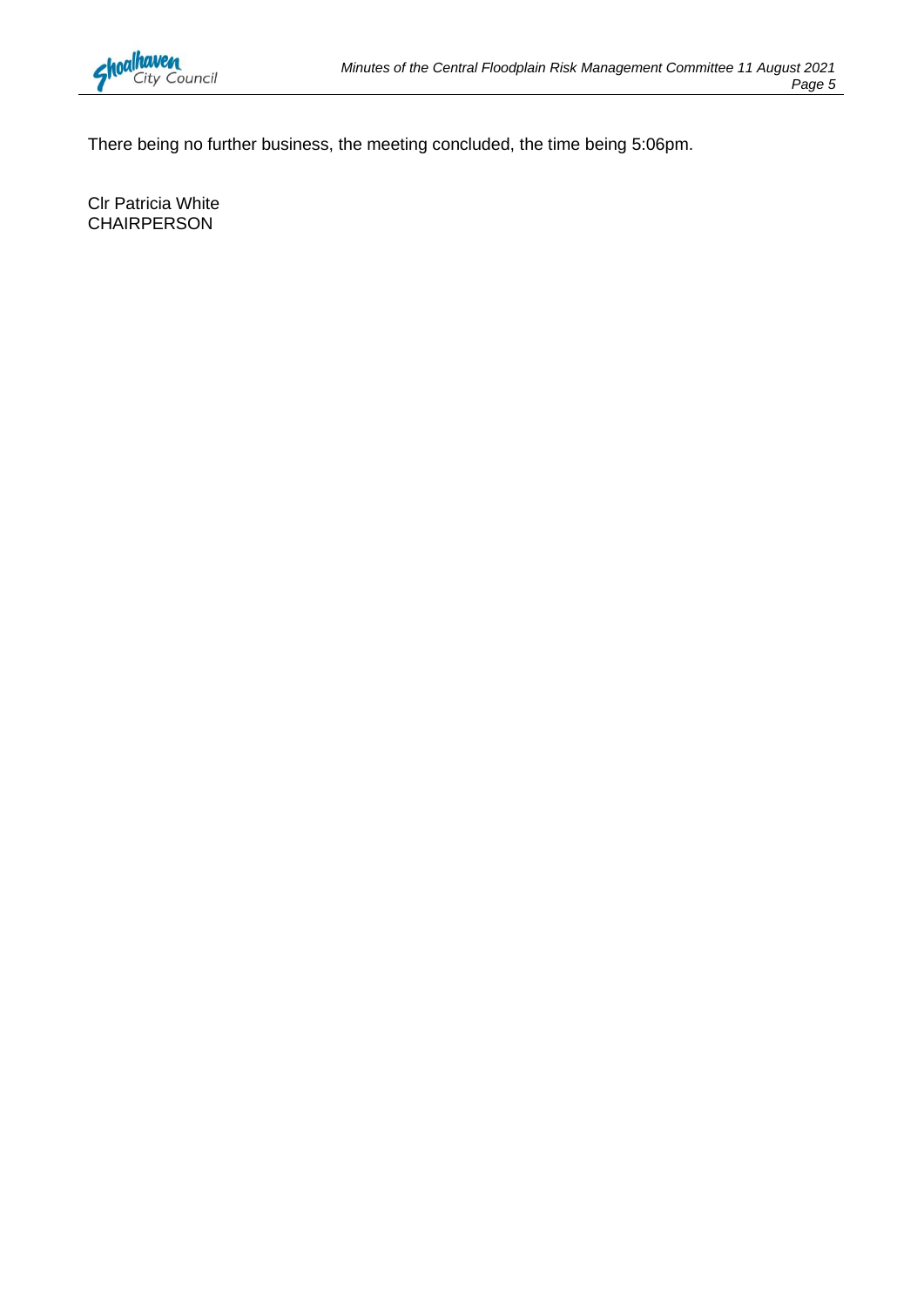There being no further business, the meeting concluded, the time being 5:06pm.

Clr Patricia White
CHAIRPERSON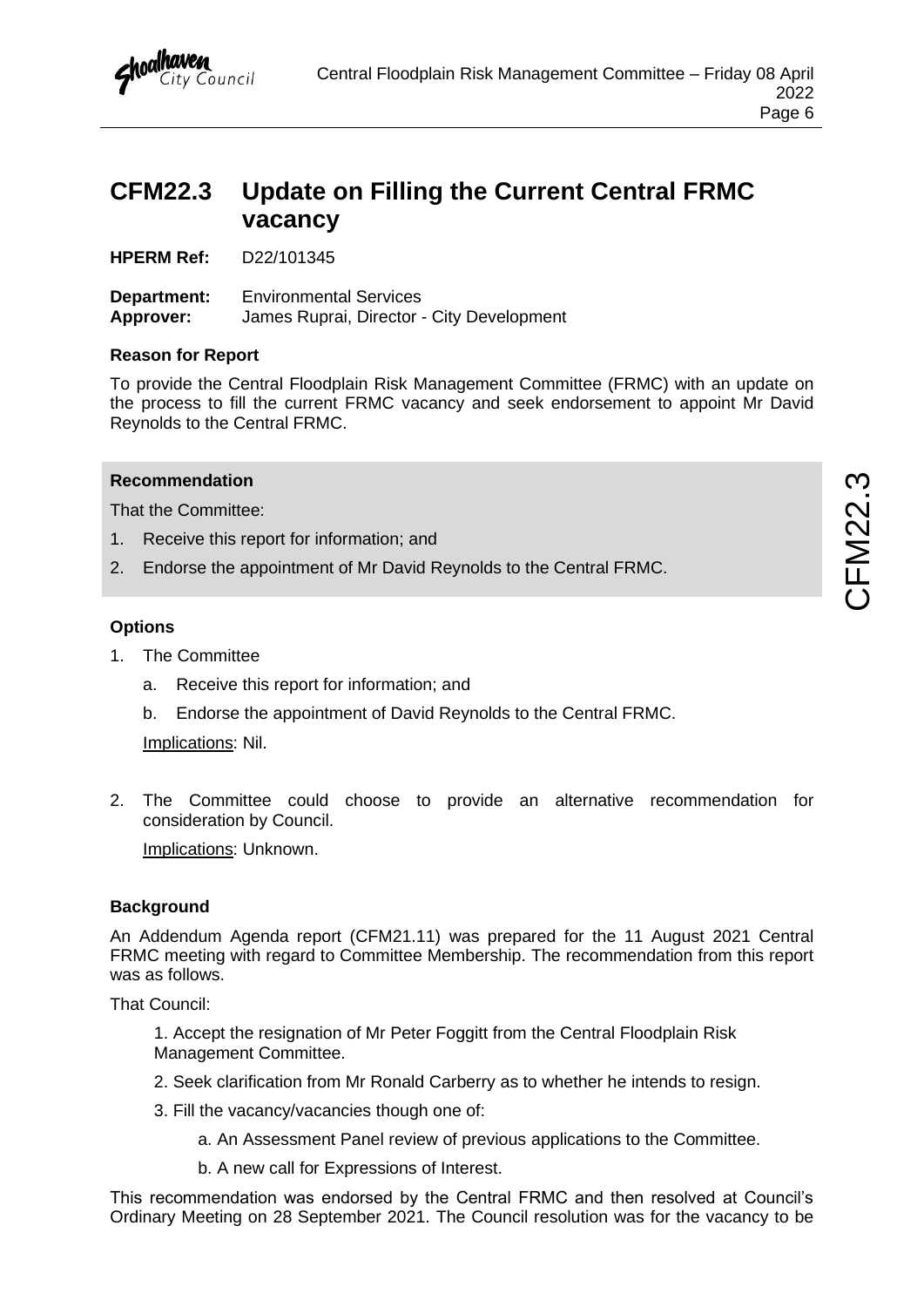# CFM22.3 Update on Filling the Current Central FRMC vacancy

**HPERM Ref:** D22/101345

**Department:** Environmental Services
**Approver:** James Ruprai, Director - City Development

**Reason for Report**

To provide the Central Floodplain Risk Management Committee (FRMC) with an update on the process to fill the current FRMC vacancy and seek endorsement to appoint Mr David Reynolds to the Central FRMC.

**Recommendation**

That the Committee:

1. Receive this report for information; and
2. Endorse the appointment of Mr David Reynolds to the Central FRMC.

**Options**

1. The Committee
   a. Receive this report for information; and
   b. Endorse the appointment of David Reynolds to the Central FRMC.

   Implications: Nil.

2. The Committee could choose to provide an alternative recommendation for consideration by Council.

   Implications: Unknown.

**Background**

An Addendum Agenda report (CFM21.11) was prepared for the 11 August 2021 Central FRMC meeting with regard to Committee Membership. The recommendation from this report was as follows.

That Council:

> 1. Accept the resignation of Mr Peter Foggitt from the Central Floodplain Risk Management Committee.
>
> 2. Seek clarification from Mr Ronald Carberry as to whether he intends to resign.
>
> 3. Fill the vacancy/vacancies though one of:
>
>    a. An Assessment Panel review of previous applications to the Committee.
>
>    b. A new call for Expressions of Interest.

This recommendation was endorsed by the Central FRMC and then resolved at Council's Ordinary Meeting on 28 September 2021. The Council resolution was for the vacancy to be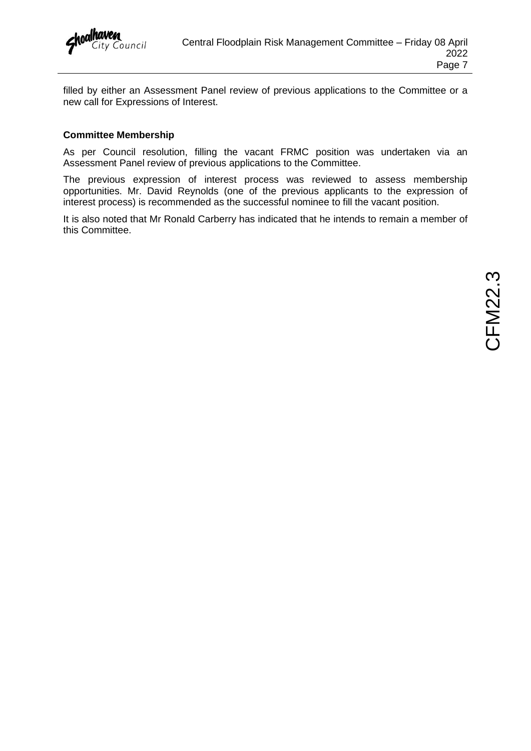filled by either an Assessment Panel review of previous applications to the Committee or a new call for Expressions of Interest.

**Committee Membership**

As per Council resolution, filling the vacant FRMC position was undertaken via an Assessment Panel review of previous applications to the Committee.

The previous expression of interest process was reviewed to assess membership opportunities. Mr. David Reynolds (one of the previous applicants to the expression of interest process) is recommended as the successful nominee to fill the vacant position.

It is also noted that Mr Ronald Carberry has indicated that he intends to remain a member of this Committee.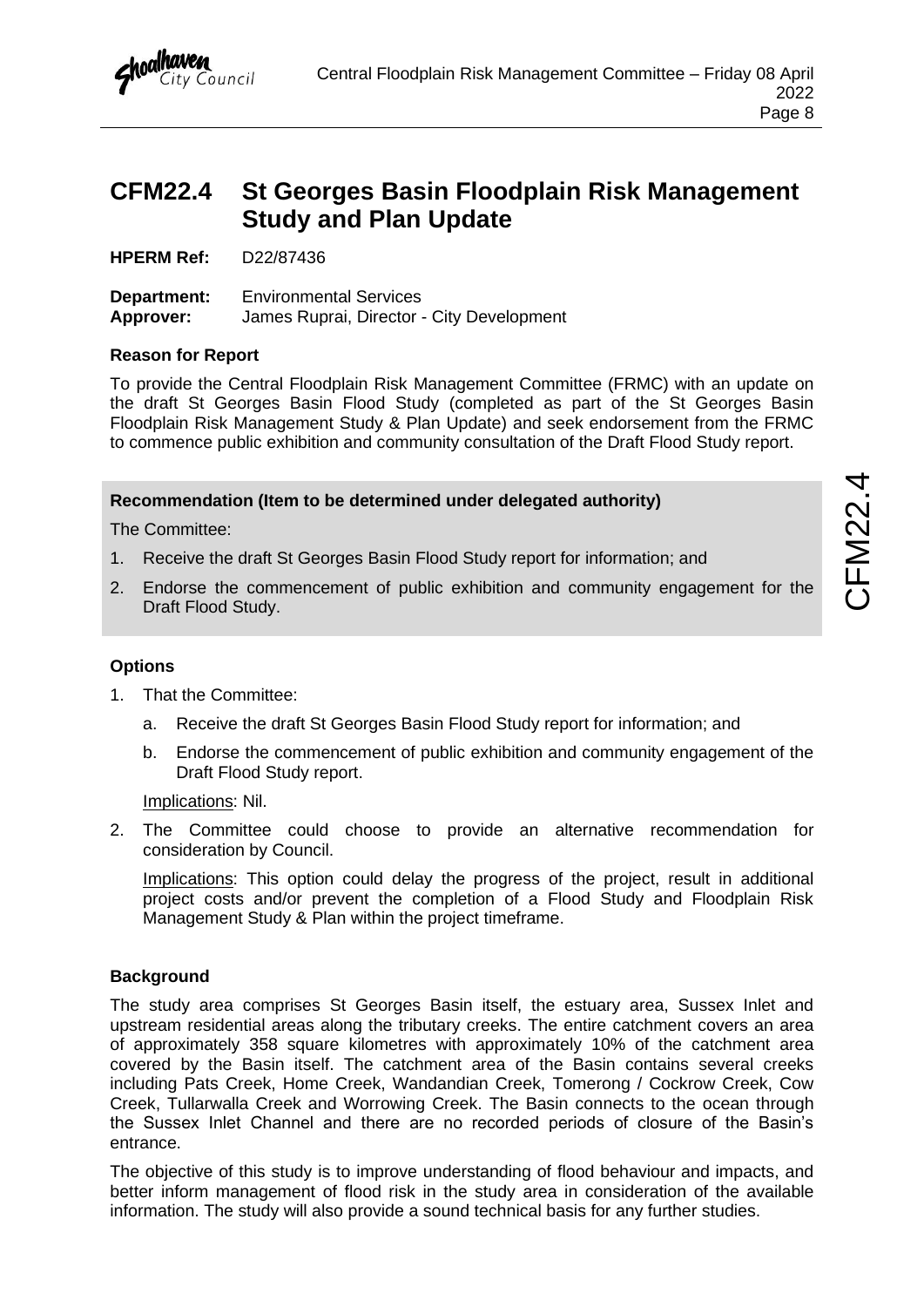# CFM22.4 St Georges Basin Floodplain Risk Management Study and Plan Update

**HPERM Ref:** D22/87436

**Department:** Environmental Services
**Approver:** James Ruprai, Director - City Development

**Reason for Report**

To provide the Central Floodplain Risk Management Committee (FRMC) with an update on the draft St Georges Basin Flood Study (completed as part of the St Georges Basin Floodplain Risk Management Study & Plan Update) and seek endorsement from the FRMC to commence public exhibition and community consultation of the Draft Flood Study report.

**Recommendation (Item to be determined under delegated authority)**

The Committee:

1. Receive the draft St Georges Basin Flood Study report for information; and
2. Endorse the commencement of public exhibition and community engagement for the Draft Flood Study.

**Options**

1. That the Committee:
   a. Receive the draft St Georges Basin Flood Study report for information; and
   b. Endorse the commencement of public exhibition and community engagement of the Draft Flood Study report.

   Implications: Nil.

2. The Committee could choose to provide an alternative recommendation for consideration by Council.

   Implications: This option could delay the progress of the project, result in additional project costs and/or prevent the completion of a Flood Study and Floodplain Risk Management Study & Plan within the project timeframe.

**Background**

The study area comprises St Georges Basin itself, the estuary area, Sussex Inlet and upstream residential areas along the tributary creeks. The entire catchment covers an area of approximately 358 square kilometres with approximately 10% of the catchment area covered by the Basin itself. The catchment area of the Basin contains several creeks including Pats Creek, Home Creek, Wandandian Creek, Tomerong / Cockrow Creek, Cow Creek, Tullarwalla Creek and Worrowing Creek. The Basin connects to the ocean through the Sussex Inlet Channel and there are no recorded periods of closure of the Basin's entrance.

The objective of this study is to improve understanding of flood behaviour and impacts, and better inform management of flood risk in the study area in consideration of the available information. The study will also provide a sound technical basis for any further studies.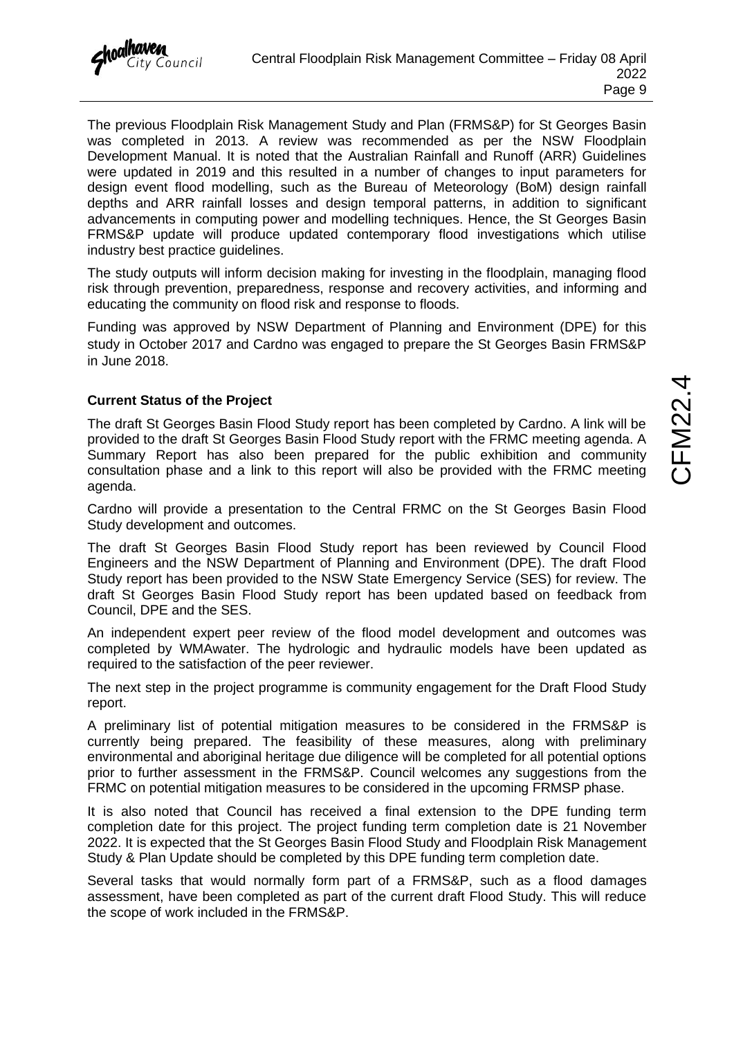The previous Floodplain Risk Management Study and Plan (FRMS&P) for St Georges Basin was completed in 2013. A review was recommended as per the NSW Floodplain Development Manual. It is noted that the Australian Rainfall and Runoff (ARR) Guidelines were updated in 2019 and this resulted in a number of changes to input parameters for design event flood modelling, such as the Bureau of Meteorology (BoM) design rainfall depths and ARR rainfall losses and design temporal patterns, in addition to significant advancements in computing power and modelling techniques. Hence, the St Georges Basin FRMS&P update will produce updated contemporary flood investigations which utilise industry best practice guidelines.

The study outputs will inform decision making for investing in the floodplain, managing flood risk through prevention, preparedness, response and recovery activities, and informing and educating the community on flood risk and response to floods.

Funding was approved by NSW Department of Planning and Environment (DPE) for this study in October 2017 and Cardno was engaged to prepare the St Georges Basin FRMS&P in June 2018.

**Current Status of the Project**

The draft St Georges Basin Flood Study report has been completed by Cardno. A link will be provided to the draft St Georges Basin Flood Study report with the FRMC meeting agenda. A Summary Report has also been prepared for the public exhibition and community consultation phase and a link to this report will also be provided with the FRMC meeting agenda.

Cardno will provide a presentation to the Central FRMC on the St Georges Basin Flood Study development and outcomes.

The draft St Georges Basin Flood Study report has been reviewed by Council Flood Engineers and the NSW Department of Planning and Environment (DPE). The draft Flood Study report has been provided to the NSW State Emergency Service (SES) for review. The draft St Georges Basin Flood Study report has been updated based on feedback from Council, DPE and the SES.

An independent expert peer review of the flood model development and outcomes was completed by WMAwater. The hydrologic and hydraulic models have been updated as required to the satisfaction of the peer reviewer.

The next step in the project programme is community engagement for the Draft Flood Study report.

A preliminary list of potential mitigation measures to be considered in the FRMS&P is currently being prepared. The feasibility of these measures, along with preliminary environmental and aboriginal heritage due diligence will be completed for all potential options prior to further assessment in the FRMS&P. Council welcomes any suggestions from the FRMC on potential mitigation measures to be considered in the upcoming FRMSP phase.

It is also noted that Council has received a final extension to the DPE funding term completion date for this project. The project funding term completion date is 21 November 2022. It is expected that the St Georges Basin Flood Study and Floodplain Risk Management Study & Plan Update should be completed by this DPE funding term completion date.

Several tasks that would normally form part of a FRMS&P, such as a flood damages assessment, have been completed as part of the current draft Flood Study. This will reduce the scope of work included in the FRMS&P.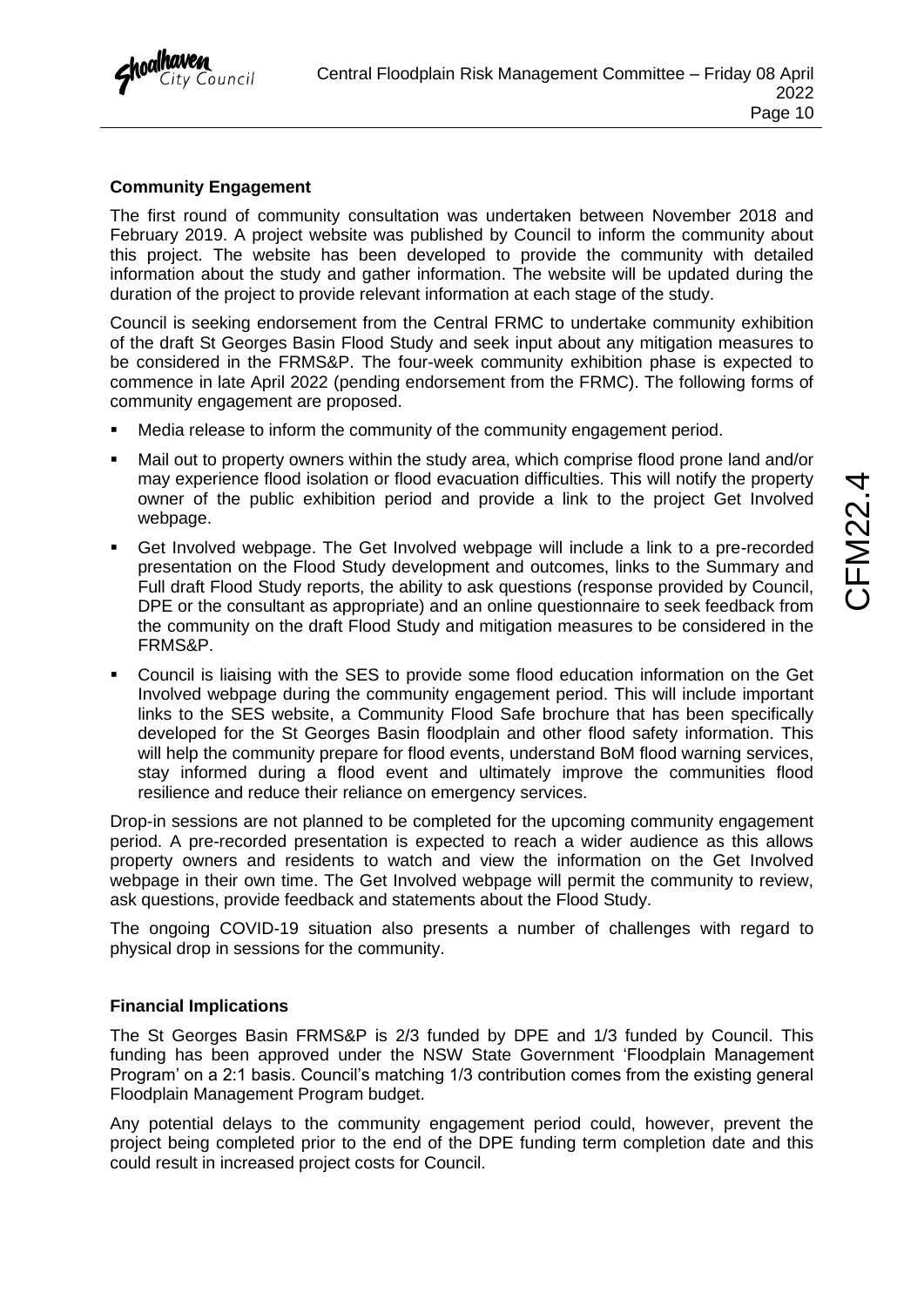**Community Engagement**

The first round of community consultation was undertaken between November 2018 and February 2019. A project website was published by Council to inform the community about this project. The website has been developed to provide the community with detailed information about the study and gather information. The website will be updated during the duration of the project to provide relevant information at each stage of the study.

Council is seeking endorsement from the Central FRMC to undertake community exhibition of the draft St Georges Basin Flood Study and seek input about any mitigation measures to be considered in the FRMS&P. The four-week community exhibition phase is expected to commence in late April 2022 (pending endorsement from the FRMC). The following forms of community engagement are proposed.

- Media release to inform the community of the community engagement period.
- Mail out to property owners within the study area, which comprise flood prone land and/or may experience flood isolation or flood evacuation difficulties. This will notify the property owner of the public exhibition period and provide a link to the project Get Involved webpage.
- Get Involved webpage. The Get Involved webpage will include a link to a pre-recorded presentation on the Flood Study development and outcomes, links to the Summary and Full draft Flood Study reports, the ability to ask questions (response provided by Council, DPE or the consultant as appropriate) and an online questionnaire to seek feedback from the community on the draft Flood Study and mitigation measures to be considered in the FRMS&P.
- Council is liaising with the SES to provide some flood education information on the Get Involved webpage during the community engagement period. This will include important links to the SES website, a Community Flood Safe brochure that has been specifically developed for the St Georges Basin floodplain and other flood safety information. This will help the community prepare for flood events, understand BoM flood warning services, stay informed during a flood event and ultimately improve the communities flood resilience and reduce their reliance on emergency services.

Drop-in sessions are not planned to be completed for the upcoming community engagement period. A pre-recorded presentation is expected to reach a wider audience as this allows property owners and residents to watch and view the information on the Get Involved webpage in their own time. The Get Involved webpage will permit the community to review, ask questions, provide feedback and statements about the Flood Study.

The ongoing COVID-19 situation also presents a number of challenges with regard to physical drop in sessions for the community.

**Financial Implications**

The St Georges Basin FRMS&P is 2/3 funded by DPE and 1/3 funded by Council. This funding has been approved under the NSW State Government 'Floodplain Management Program' on a 2:1 basis. Council's matching 1/3 contribution comes from the existing general Floodplain Management Program budget.

Any potential delays to the community engagement period could, however, prevent the project being completed prior to the end of the DPE funding term completion date and this could result in increased project costs for Council.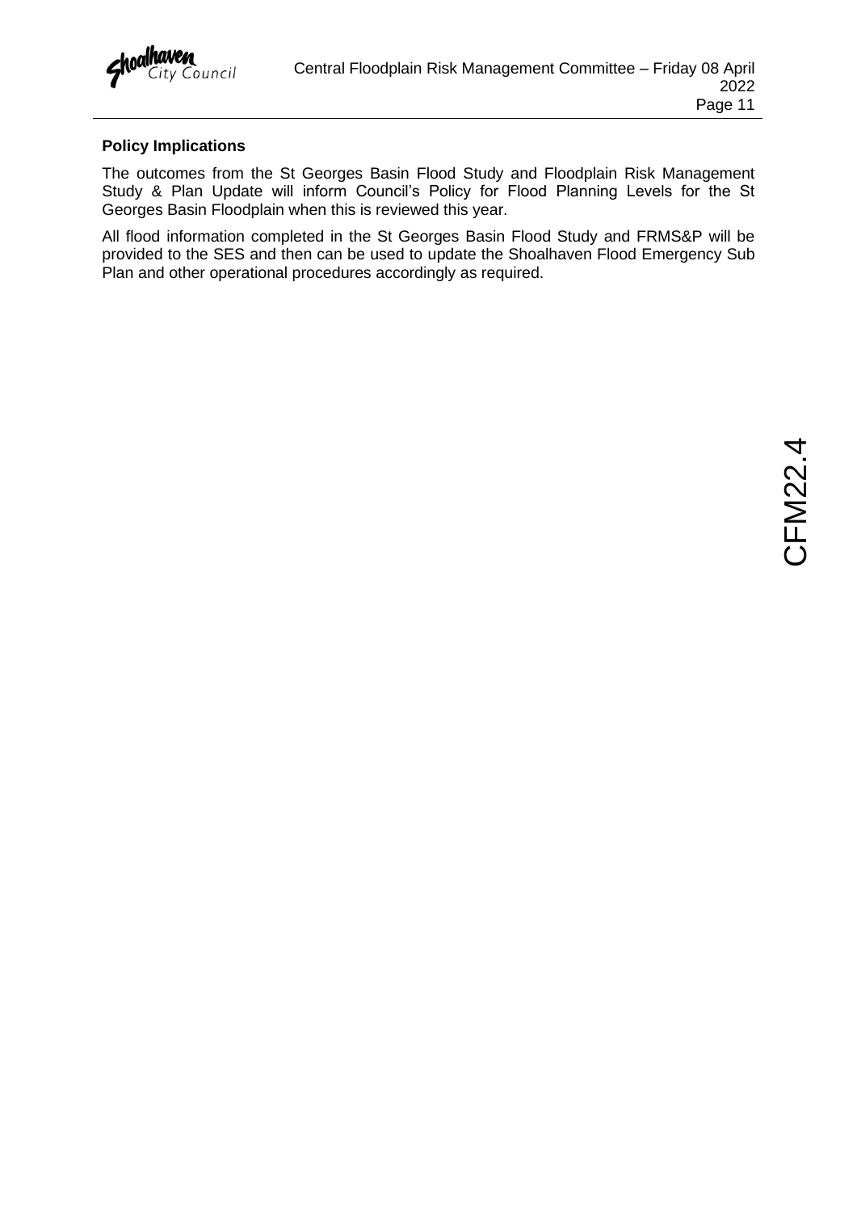**Policy Implications**

The outcomes from the St Georges Basin Flood Study and Floodplain Risk Management Study & Plan Update will inform Council's Policy for Flood Planning Levels for the St Georges Basin Floodplain when this is reviewed this year.

All flood information completed in the St Georges Basin Flood Study and FRMS&P will be provided to the SES and then can be used to update the Shoalhaven Flood Emergency Sub Plan and other operational procedures accordingly as required.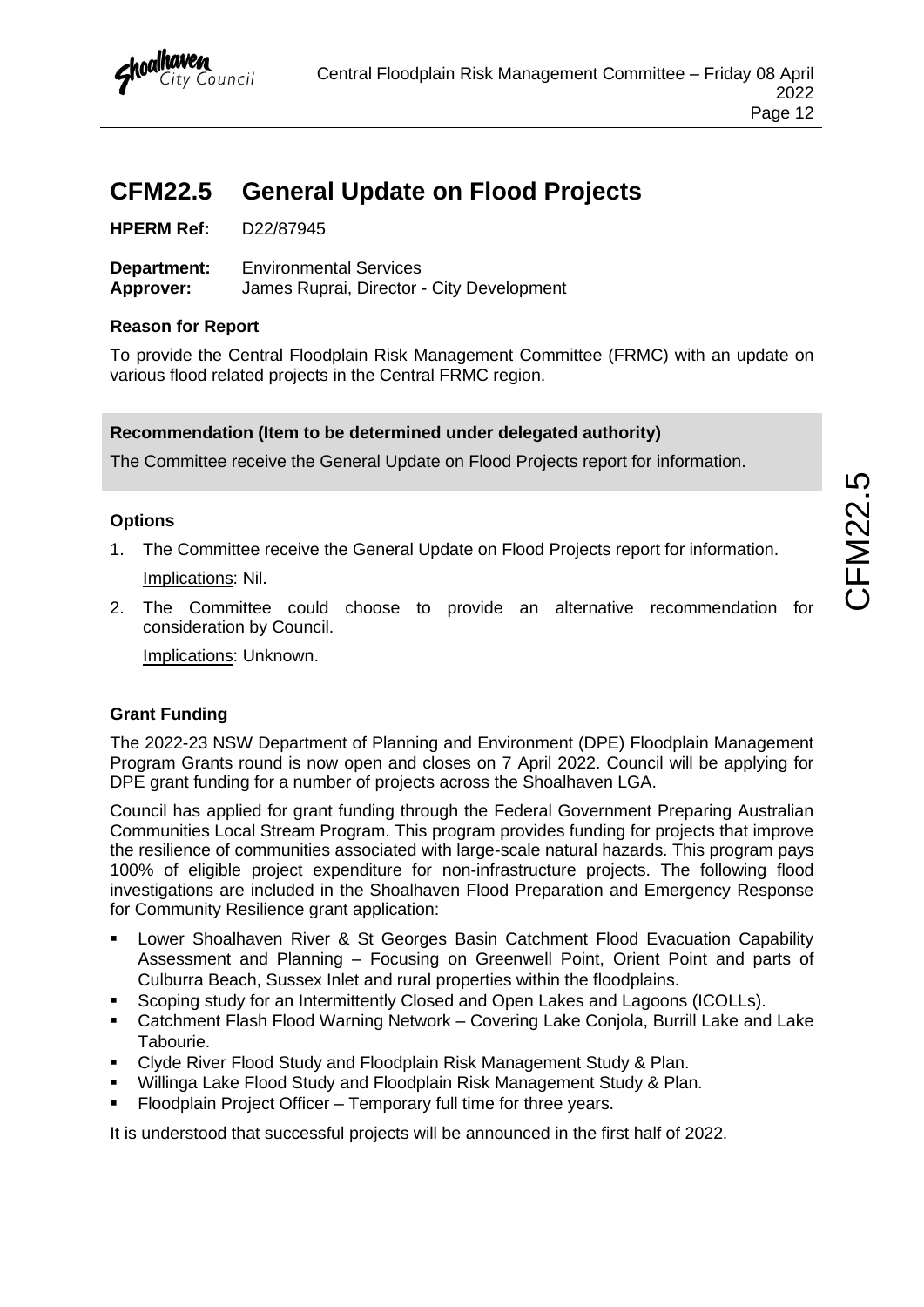# CFM22.5 General Update on Flood Projects

**HPERM Ref:** D22/87945

**Department:** Environmental Services
**Approver:** James Ruprai, Director - City Development

### Reason for Report

To provide the Central Floodplain Risk Management Committee (FRMC) with an update on various flood related projects in the Central FRMC region.

### Recommendation (Item to be determined under delegated authority)

The Committee receive the General Update on Flood Projects report for information.

### Options

1. The Committee receive the General Update on Flood Projects report for information.

   Implications: Nil.

2. The Committee could choose to provide an alternative recommendation for consideration by Council.

   Implications: Unknown.

### Grant Funding

The 2022-23 NSW Department of Planning and Environment (DPE) Floodplain Management Program Grants round is now open and closes on 7 April 2022. Council will be applying for DPE grant funding for a number of projects across the Shoalhaven LGA.

Council has applied for grant funding through the Federal Government Preparing Australian Communities Local Stream Program. This program provides funding for projects that improve the resilience of communities associated with large-scale natural hazards. This program pays 100% of eligible project expenditure for non-infrastructure projects. The following flood investigations are included in the Shoalhaven Flood Preparation and Emergency Response for Community Resilience grant application:

- Lower Shoalhaven River & St Georges Basin Catchment Flood Evacuation Capability Assessment and Planning – Focusing on Greenwell Point, Orient Point and parts of Culburra Beach, Sussex Inlet and rural properties within the floodplains.
- Scoping study for an Intermittently Closed and Open Lakes and Lagoons (ICOLLs).
- Catchment Flash Flood Warning Network – Covering Lake Conjola, Burrill Lake and Lake Tabourie.
- Clyde River Flood Study and Floodplain Risk Management Study & Plan.
- Willinga Lake Flood Study and Floodplain Risk Management Study & Plan.
- Floodplain Project Officer – Temporary full time for three years.

It is understood that successful projects will be announced in the first half of 2022.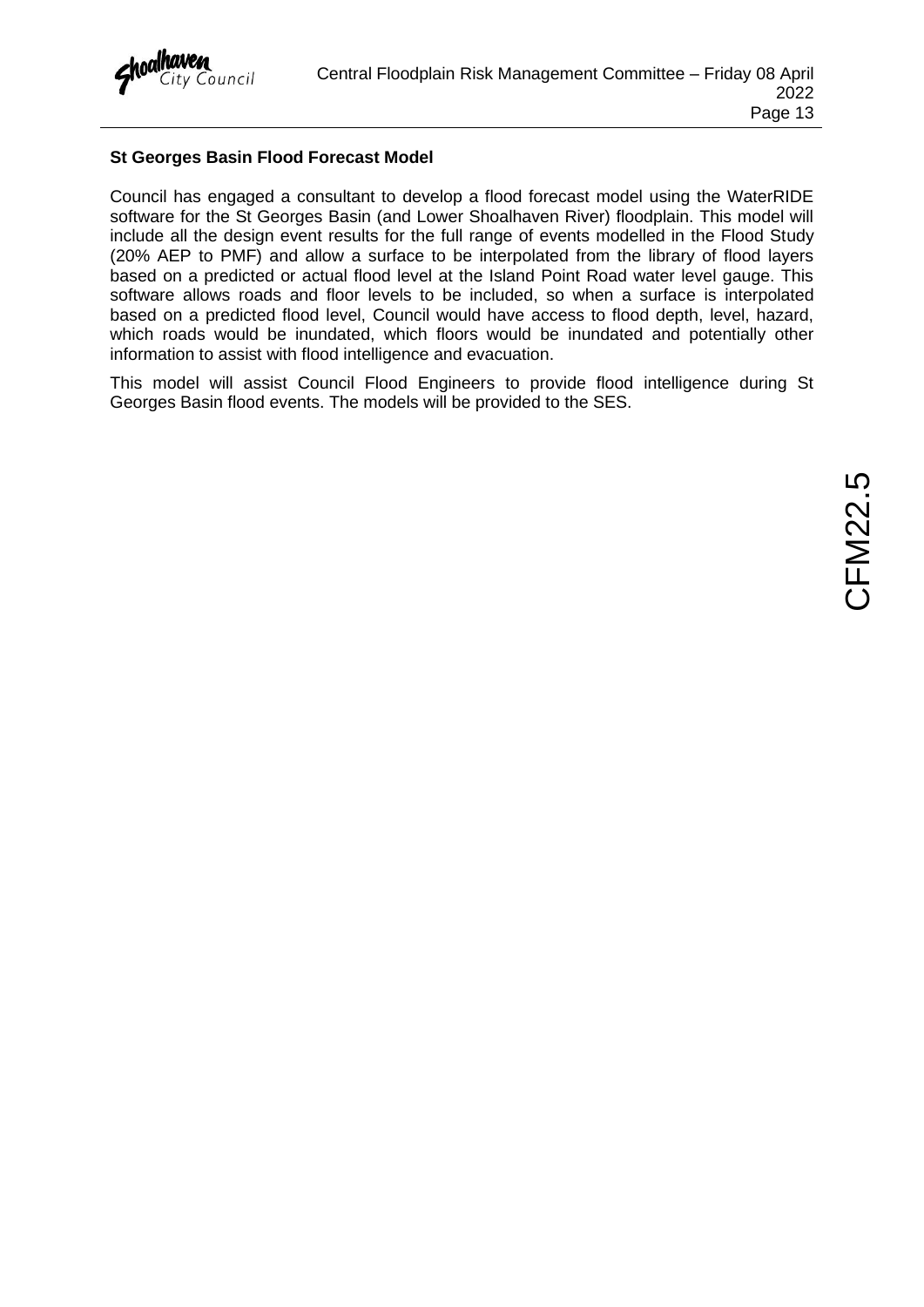**St Georges Basin Flood Forecast Model**

Council has engaged a consultant to develop a flood forecast model using the WaterRIDE software for the St Georges Basin (and Lower Shoalhaven River) floodplain. This model will include all the design event results for the full range of events modelled in the Flood Study (20% AEP to PMF) and allow a surface to be interpolated from the library of flood layers based on a predicted or actual flood level at the Island Point Road water level gauge. This software allows roads and floor levels to be included, so when a surface is interpolated based on a predicted flood level, Council would have access to flood depth, level, hazard, which roads would be inundated, which floors would be inundated and potentially other information to assist with flood intelligence and evacuation.

This model will assist Council Flood Engineers to provide flood intelligence during St Georges Basin flood events. The models will be provided to the SES.